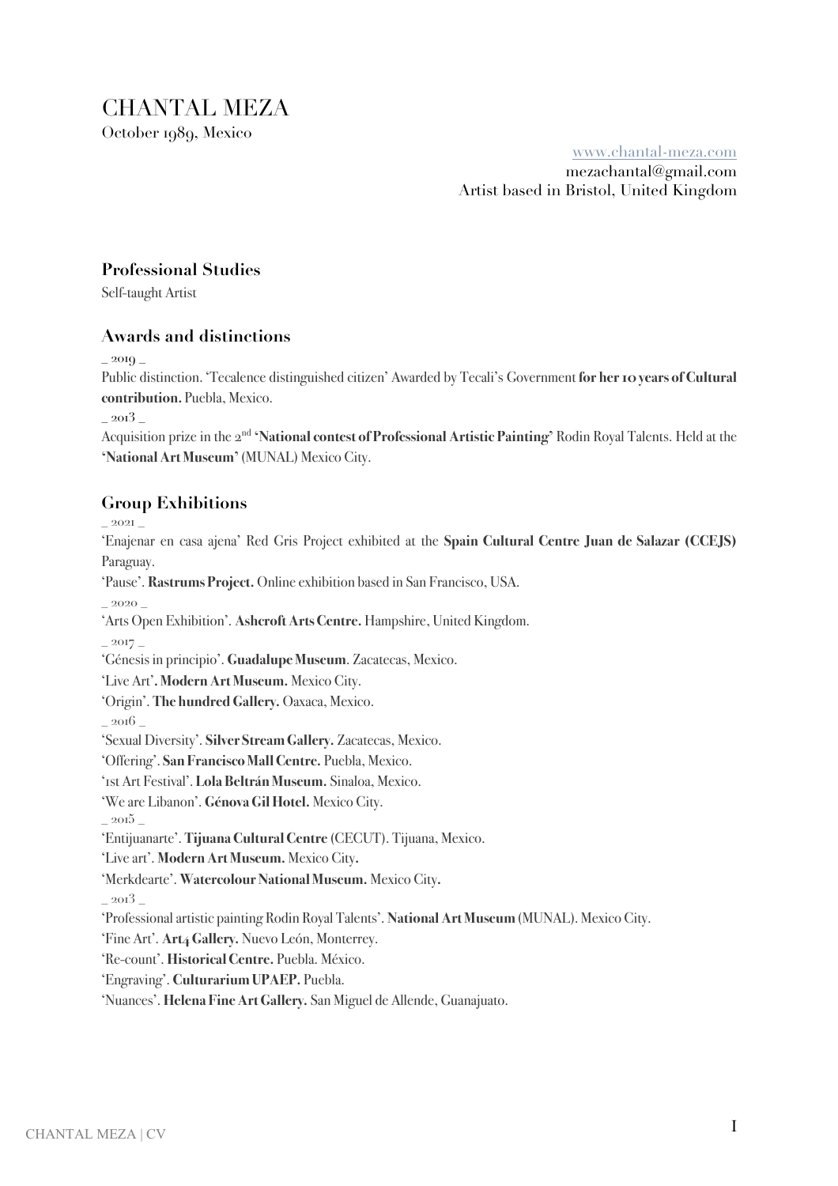# CHANTAL MEZA

October 1989, Mexico

www.chantal-meza.com
mezachantal@gmail.com
Artist based in Bristol, United Kingdom

## Professional Studies

Self-taught Artist

## Awards and distinctions

_ 2019 _

Public distinction. 'Tecalence distinguished citizen' Awarded by Tecali's Government **for her 10 years of Cultural contribution.** Puebla, Mexico.

_ 2013 _

Acquisition prize in the 2nd **'National contest of Professional Artistic Painting'** Rodin Royal Talents. Held at the **'National Art Museum'** (MUNAL) Mexico City.

## Group Exhibitions

_ 2021 _

'Enajenar en casa ajena' Red Gris Project exhibited at the **Spain Cultural Centre Juan de Salazar (CCEJS)** Paraguay.

'Pause'. **Rastrums Project.** Online exhibition based in San Francisco, USA.

_ 2020 _

'Arts Open Exhibition'. **Ashcroft Arts Centre.** Hampshire, United Kingdom.

_ 2017 _

'Génesis in principio'. **Guadalupe Museum**. Zacatecas, Mexico.

'Live Art'**. Modern Art Museum.** Mexico City.

'Origin'. **The hundred Gallery.** Oaxaca, Mexico.

_ 2016 _

'Sexual Diversity'. **Silver Stream Gallery.** Zacatecas, Mexico.

'Offering'. **San Francisco Mall Centre.** Puebla, Mexico.

'1st Art Festival'. **Lola Beltrán Museum.** Sinaloa, Mexico.

'We are Libanon'. **Génova Gil Hotel.** Mexico City.

_ 2015 _

'Entijuanarte'. **Tijuana Cultural Centre** (CECUT). Tijuana, Mexico.

'Live art'. **Modern Art Museum.** Mexico City**.**

'Merkdearte'. **Watercolour National Museum.** Mexico City**.**

_ 2013 _

'Professional artistic painting Rodin Royal Talents'. **National Art Museum** (MUNAL). Mexico City.

'Fine Art'. **Art4 Gallery.** Nuevo León, Monterrey.

'Re-count'. **Historical Centre.** Puebla. México.

'Engraving'. **Culturarium UPAEP.** Puebla.

'Nuances'. **Helena Fine Art Gallery.** San Miguel de Allende, Guanajuato.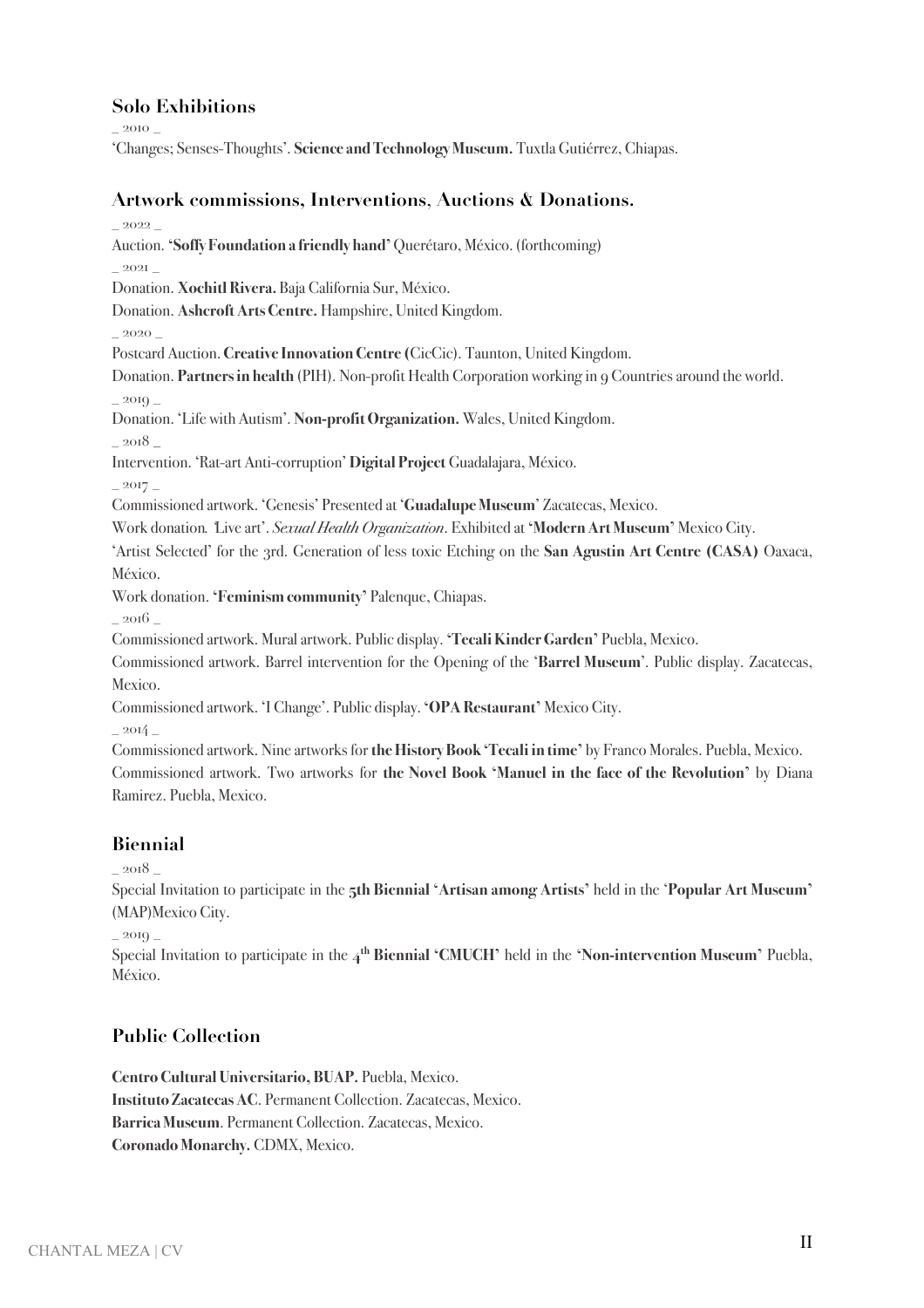## Solo Exhibitions

_ 2010 _

'Changes; Senses-Thoughts'. **Science and Technology Museum.** Tuxtla Gutiérrez, Chiapas.

## Artwork commissions, Interventions, Auctions & Donations.

_ 2022 _

Auction. '**Soffy Foundation a friendly hand**' Querétaro, México. (forthcoming)

_ 2021 _

Donation. **Xochitl Rivera.** Baja California Sur, México.

Donation. **Ashcroft Arts Centre.** Hampshire, United Kingdom.

_ 2020 _

Postcard Auction. **Creative Innovation Centre (**CicCic). Taunton, United Kingdom.

Donation. **Partners in health** (PIH). Non-profit Health Corporation working in 9 Countries around the world.

_ 2019 _

Donation. 'Life with Autism'. **Non-profit Organization.** Wales, United Kingdom.

_ 2018 _

Intervention. 'Rat-art Anti-corruption' **Digital Project** Guadalajara, México.

_ 2017 _

Commissioned artwork. 'Genesis' Presented at '**Guadalupe Museum**' Zacatecas, Mexico.

Work donation. 'Live art'. *Sexual Health Organization*. Exhibited at '**Modern Art Museum**' Mexico City.

'Artist Selected' for the 3rd. Generation of less toxic Etching on the **San Agustin Art Centre (CASA)** Oaxaca, México.

Work donation. '**Feminism community**' Palenque, Chiapas.

_ 2016 _

Commissioned artwork. Mural artwork. Public display. '**Tecali Kinder Garden**' Puebla, Mexico.

Commissioned artwork. Barrel intervention for the Opening of the '**Barrel Museum**'. Public display. Zacatecas, Mexico.

Commissioned artwork. 'I Change'. Public display. '**OPA Restaurant**' Mexico City.

_ 2014 _

Commissioned artwork. Nine artworks for **the History Book 'Tecali in time'** by Franco Morales. Puebla, Mexico.

Commissioned artwork. Two artworks for **the Novel Book 'Manuel in the face of the Revolution'** by Diana Ramirez. Puebla, Mexico.

## Biennial

_ 2018 _

Special Invitation to participate in the **5th Biennial 'Artisan among Artists'** held in the '**Popular Art Museum**' (MAP)Mexico City.

_ 2019 _

Special Invitation to participate in the **4th Biennial 'CMUCH'** held in the '**Non-intervention Museum**' Puebla, México.

## Public Collection

**Centro Cultural Universitario, BUAP.** Puebla, Mexico.

**Instituto Zacatecas AC**. Permanent Collection. Zacatecas, Mexico.

**Barrica Museum**. Permanent Collection. Zacatecas, Mexico.

**Coronado Monarchy.** CDMX, Mexico.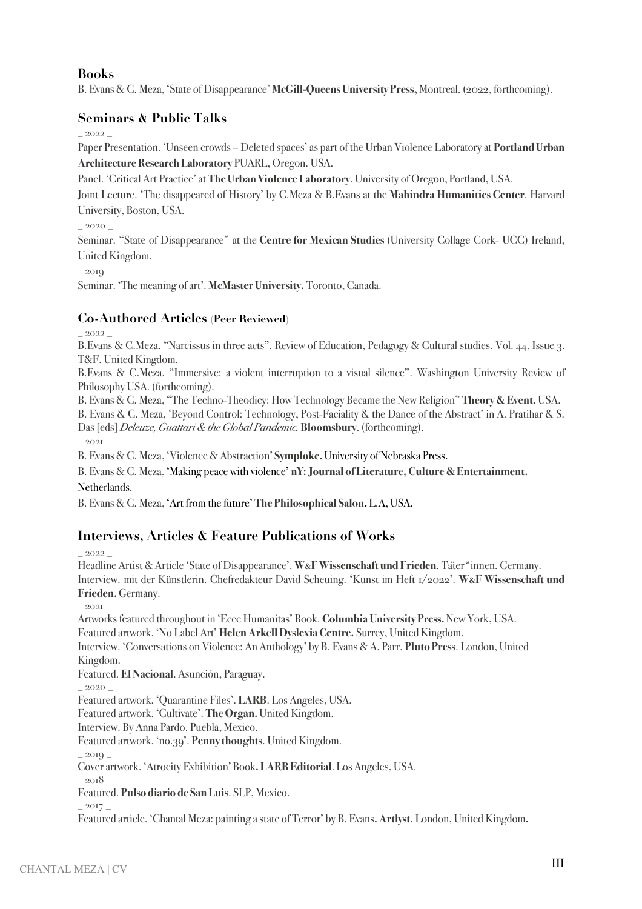## Books

B. Evans & C. Meza, 'State of Disappearance' **McGill-Queens University Press,** Montreal. (2022, forthcoming).

## Seminars & Public Talks

_ 2022 _

Paper Presentation. 'Unseen crowds – Deleted spaces' as part of the Urban Violence Laboratory at **Portland Urban Architecture Research Laboratory** PUARL, Oregon. USA.

Panel. 'Critical Art Practice' at **The Urban Violence Laboratory**. University of Oregon, Portland, USA.

Joint Lecture. 'The disappeared of History' by C.Meza & B.Evans at the **Mahindra Humanities Center**. Harvard University, Boston, USA.

_ 2020 _

Seminar. "State of Disappearance" at the **Centre for Mexican Studies** (University Collage Cork- UCC) Ireland, United Kingdom.

_ 2019 _

Seminar. 'The meaning of art'. **McMaster University.** Toronto, Canada.

## Co-Authored Articles (Peer Reviewed)

_ 2022 _

B.Evans & C.Meza. "Narcissus in three acts". Review of Education, Pedagogy & Cultural studies. Vol. 44, Issue 3. T&F. United Kingdom.

B.Evans & C.Meza. "Immersive: a violent interruption to a visual silence". Washington University Review of Philosophy USA. (forthcoming).

B. Evans & C. Meza, "The Techno-Theodicy: How Technology Became the New Religion" **Theory & Event.** USA.

B. Evans & C. Meza, 'Beyond Control: Technology, Post-Faciality & the Dance of the Abstract' in A. Pratihar & S. Das [eds] *Deleuze, Guattari & the Global Pandemic.* **Bloomsbury**. (forthcoming).

_ 2021 _

B. Evans & C. Meza, 'Violence & Abstraction' **Symploke.** University of Nebraska Press.

B. Evans & C. Meza, 'Making peace with violence' **nY: Journal of Literature, Culture & Entertainment.** Netherlands.

B. Evans & C. Meza, 'Art from the future' **The Philosophical Salon.** L.A, USA.

## Interviews, Articles & Feature Publications of Works

_ 2022 _

Headline Artist & Article 'State of Disappearance'. **W&F Wissenschaft und Frieden**. Täter*innen. Germany.

Interview. mit der Künstlerin. Chefredakteur David Scheuing. 'Kunst im Heft 1/2022'. **W&F Wissenschaft und Frieden.** Germany.

_ 2021 _

Artworks featured throughout in 'Ecce Humanitas' Book. **Columbia University Press.** New York, USA.

Featured artwork. 'No Label Art' **Helen Arkell Dyslexia Centre.** Surrey, United Kingdom.

Interview. 'Conversations on Violence: An Anthology' by B. Evans & A. Parr. **Pluto Press**. London, United Kingdom.

Featured. **El Nacional**. Asunción, Paraguay.

_ 2020 _

Featured artwork. 'Quarantine Files'. **LARB**. Los Angeles, USA.

Featured artwork. 'Cultivate'. **The Organ.** United Kingdom.

Interview. By Anna Pardo. Puebla, Mexico.

Featured artwork. 'no.39'. **Penny thoughts**. United Kingdom.

_ 2019 _

Cover artwork. 'Atrocity Exhibition' Book**. LARB Editorial**. Los Angeles, USA.

_ 2018 _

Featured. **Pulso diario de San Luis**. SLP, Mexico.

_ 2017 _

Featured article. 'Chantal Meza: painting a state of Terror' by B. Evans**. Artlyst**. London, United Kingdom**.**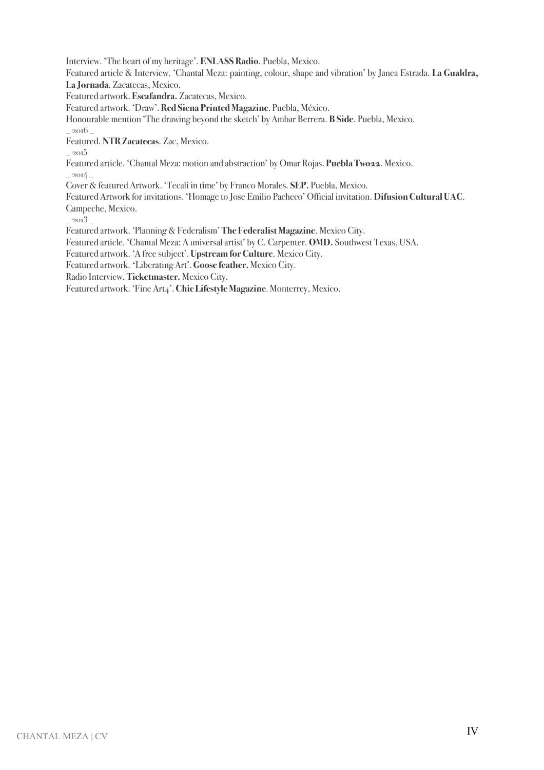Interview. 'The heart of my heritage'. **ENLASS Radio**. Puebla, Mexico.

Featured article & Interview. 'Chantal Meza: painting, colour, shape and vibration' by Janea Estrada. **La Gualdra, La Jornada**. Zacatecas, Mexico.

Featured artwork. **Escafandra.** Zacatecas, Mexico.

Featured artwork. 'Draw'. **Red Siena Printed Magazine**. Puebla, México.

Honourable mention 'The drawing beyond the sketch' by Ambar Berrera. **B Side**. Puebla, Mexico.

_ 2016 _

Featured. **NTR Zacatecas**. Zac, Mexico.

_ 2015

Featured article. 'Chantal Meza: motion and abstraction' by Omar Rojas. **Puebla Two22**. Mexico.

_ 2014 _

Cover & featured Artwork. 'Tecali in time' by Franco Morales. **SEP.** Puebla, Mexico.

Featured Artwork for invitations. 'Homage to Jose Emilio Pacheco' Official invitation. **Difusion Cultural UAC**. Campeche, Mexico.

_ 2013 _

Featured artwork. 'Planning & Federalism' **The Federalist Magazine**. Mexico City.

Featured article. 'Chantal Meza: A universal artist' by C. Carpenter. **OMD.** Southwest Texas, USA.

Featured artwork. 'A free subject'. **Upstream for Culture**. Mexico City.

Featured artwork. 'Liberating Art'. **Goose feather.** Mexico City.

Radio Interview. **Ticketmaster.** Mexico City.

Featured artwork. 'Fine Art4'. **Chic Lifestyle Magazine**. Monterrey, Mexico.